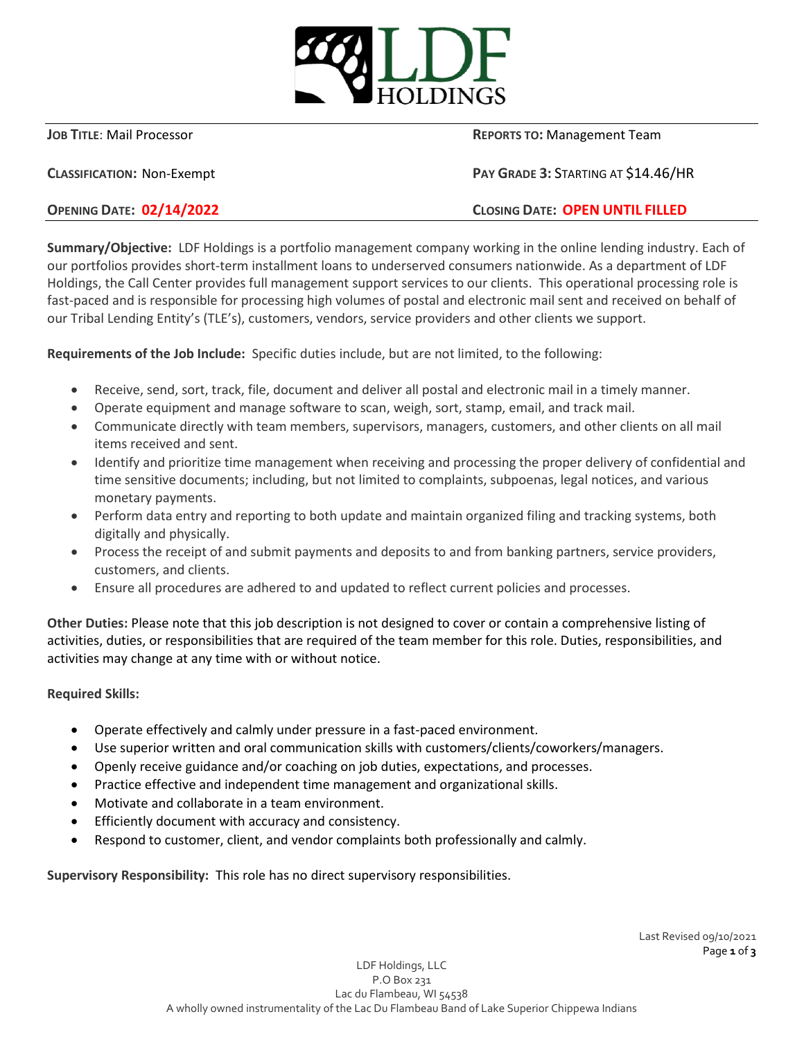**LDF HOLDINGS**

**JOB TITLE**: Mail Processor

**REPORTS TO:** Management Team

**CLASSIFICATION:** Non-Exempt

**PAY GRADE 3:** STARTING AT $14.46/HR

**OPENING DATE: 02/14/2022**

**CLOSING DATE: OPEN UNTIL FILLED**

**Summary/Objective:** LDF Holdings is a portfolio management company working in the online lending industry. Each of our portfolios provides short-term installment loans to underserved consumers nationwide. As a department of LDF Holdings, the Call Center provides full management support services to our clients. This operational processing role is fast-paced and is responsible for processing high volumes of postal and electronic mail sent and received on behalf of our Tribal Lending Entity's (TLE's), customers, vendors, service providers and other clients we support.

**Requirements of the Job Include:** Specific duties include, but are not limited, to the following:

- Receive, send, sort, track, file, document and deliver all postal and electronic mail in a timely manner.
- Operate equipment and manage software to scan, weigh, sort, stamp, email, and track mail.
- Communicate directly with team members, supervisors, managers, customers, and other clients on all mail items received and sent.
- Identify and prioritize time management when receiving and processing the proper delivery of confidential and time sensitive documents; including, but not limited to complaints, subpoenas, legal notices, and various monetary payments.
- Perform data entry and reporting to both update and maintain organized filing and tracking systems, both digitally and physically.
- Process the receipt of and submit payments and deposits to and from banking partners, service providers, customers, and clients.
- Ensure all procedures are adhered to and updated to reflect current policies and processes.

**Other Duties:** Please note that this job description is not designed to cover or contain a comprehensive listing of activities, duties, or responsibilities that are required of the team member for this role. Duties, responsibilities, and activities may change at any time with or without notice.

**Required Skills:**

- Operate effectively and calmly under pressure in a fast-paced environment.
- Use superior written and oral communication skills with customers/clients/coworkers/managers.
- Openly receive guidance and/or coaching on job duties, expectations, and processes.
- Practice effective and independent time management and organizational skills.
- Motivate and collaborate in a team environment.
- Efficiently document with accuracy and consistency.
- Respond to customer, client, and vendor complaints both professionally and calmly.

**Supervisory Responsibility:** This role has no direct supervisory responsibilities.

Last Revised 09/10/2021

LDF Holdings, LLC
P.O Box 231
Lac du Flambeau, WI 54538
A wholly owned instrumentality of the Lac Du Flambeau Band of Lake Superior Chippewa Indians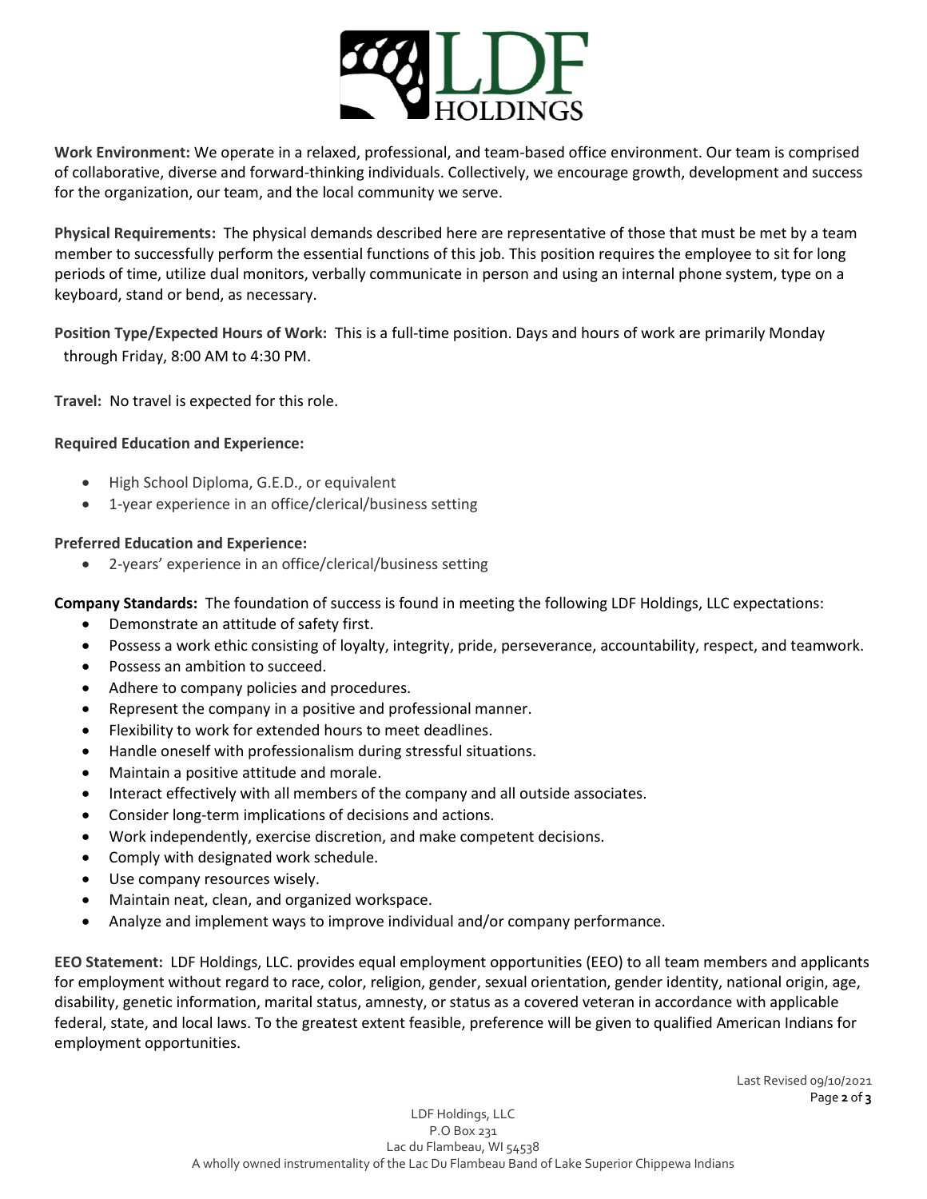**Work Environment:** We operate in a relaxed, professional, and team-based office environment. Our team is comprised of collaborative, diverse and forward-thinking individuals. Collectively, we encourage growth, development and success for the organization, our team, and the local community we serve.

**Physical Requirements:** The physical demands described here are representative of those that must be met by a team member to successfully perform the essential functions of this job. This position requires the employee to sit for long periods of time, utilize dual monitors, verbally communicate in person and using an internal phone system, type on a keyboard, stand or bend, as necessary.

**Position Type/Expected Hours of Work:** This is a full-time position. Days and hours of work are primarily Monday through Friday, 8:00 AM to 4:30 PM.

**Travel:** No travel is expected for this role.

**Required Education and Experience:**

- High School Diploma, G.E.D., or equivalent
- 1-year experience in an office/clerical/business setting

**Preferred Education and Experience:**

- 2-years' experience in an office/clerical/business setting

**Company Standards:** The foundation of success is found in meeting the following LDF Holdings, LLC expectations:

- Demonstrate an attitude of safety first.
- Possess a work ethic consisting of loyalty, integrity, pride, perseverance, accountability, respect, and teamwork.
- Possess an ambition to succeed.
- Adhere to company policies and procedures.
- Represent the company in a positive and professional manner.
- Flexibility to work for extended hours to meet deadlines.
- Handle oneself with professionalism during stressful situations.
- Maintain a positive attitude and morale.
- Interact effectively with all members of the company and all outside associates.
- Consider long-term implications of decisions and actions.
- Work independently, exercise discretion, and make competent decisions.
- Comply with designated work schedule.
- Use company resources wisely.
- Maintain neat, clean, and organized workspace.
- Analyze and implement ways to improve individual and/or company performance.

**EEO Statement:** LDF Holdings, LLC. provides equal employment opportunities (EEO) to all team members and applicants for employment without regard to race, color, religion, gender, sexual orientation, gender identity, national origin, age, disability, genetic information, marital status, amnesty, or status as a covered veteran in accordance with applicable federal, state, and local laws. To the greatest extent feasible, preference will be given to qualified American Indians for employment opportunities.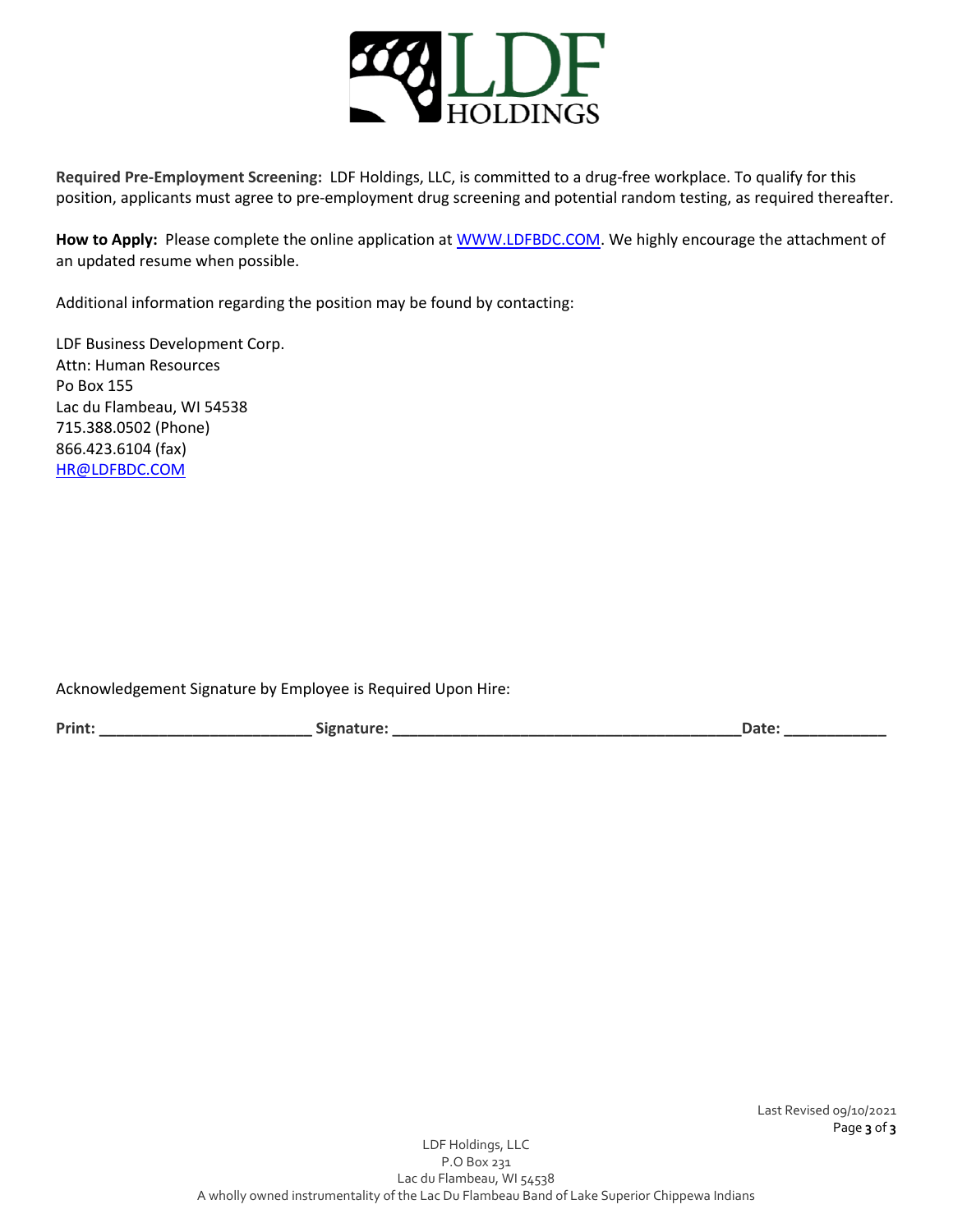**Required Pre-Employment Screening:** LDF Holdings, LLC, is committed to a drug-free workplace. To qualify for this position, applicants must agree to pre-employment drug screening and potential random testing, as required thereafter.

**How to Apply:** Please complete the online application at WWW.LDFBDC.COM. We highly encourage the attachment of an updated resume when possible.

Additional information regarding the position may be found by contacting:

LDF Business Development Corp.
Attn: Human Resources
Po Box 155
Lac du Flambeau, WI 54538
715.388.0502 (Phone)
866.423.6104 (fax)
HR@LDFBDC.COM

Acknowledgement Signature by Employee is Required Upon Hire:

**Print:** _________________________ **Signature:** ________________________________________ **Date:** ____________

Last Revised 09/10/2021

LDF Holdings, LLC
P.O Box 231
Lac du Flambeau, WI 54538
A wholly owned instrumentality of the Lac Du Flambeau Band of Lake Superior Chippewa Indians